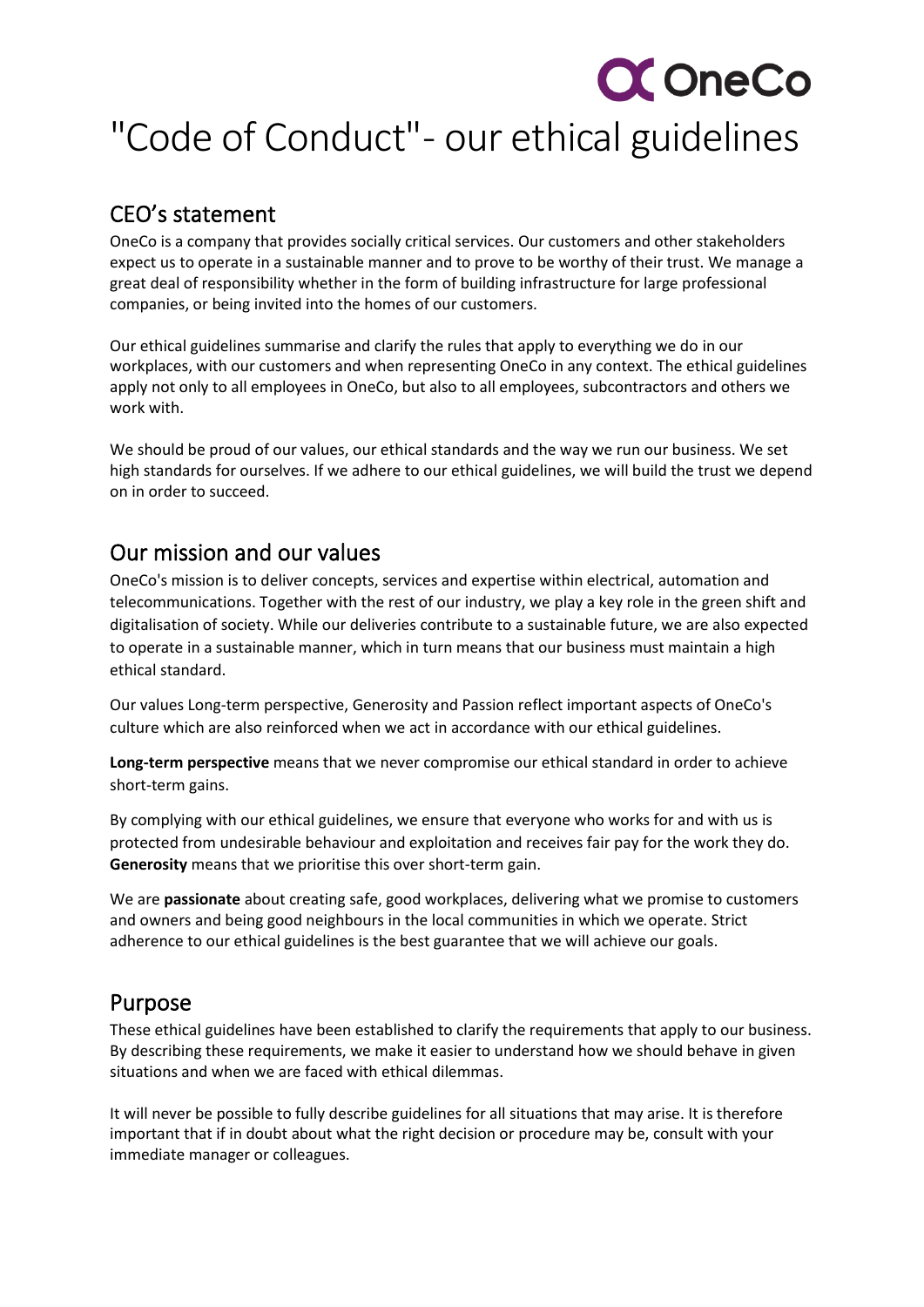# "Code of Conduct"- our ethical guidelines

## CEO's statement

OneCo is a company that provides socially critical services. Our customers and other stakeholders expect us to operate in a sustainable manner and to prove to be worthy of their trust. We manage a great deal of responsibility whether in the form of building infrastructure for large professional companies, or being invited into the homes of our customers.

Our ethical guidelines summarise and clarify the rules that apply to everything we do in our workplaces, with our customers and when representing OneCo in any context. The ethical guidelines apply not only to all employees in OneCo, but also to all employees, subcontractors and others we work with.

We should be proud of our values, our ethical standards and the way we run our business. We set high standards for ourselves. If we adhere to our ethical guidelines, we will build the trust we depend on in order to succeed.

## Our mission and our values

OneCo's mission is to deliver concepts, services and expertise within electrical, automation and telecommunications. Together with the rest of our industry, we play a key role in the green shift and digitalisation of society. While our deliveries contribute to a sustainable future, we are also expected to operate in a sustainable manner, which in turn means that our business must maintain a high ethical standard.

Our values Long-term perspective, Generosity and Passion reflect important aspects of OneCo's culture which are also reinforced when we act in accordance with our ethical guidelines.

**Long-term perspective** means that we never compromise our ethical standard in order to achieve short-term gains.

By complying with our ethical guidelines, we ensure that everyone who works for and with us is protected from undesirable behaviour and exploitation and receives fair pay for the work they do. **Generosity** means that we prioritise this over short-term gain.

We are **passionate** about creating safe, good workplaces, delivering what we promise to customers and owners and being good neighbours in the local communities in which we operate. Strict adherence to our ethical guidelines is the best guarantee that we will achieve our goals.

## Purpose

These ethical guidelines have been established to clarify the requirements that apply to our business. By describing these requirements, we make it easier to understand how we should behave in given situations and when we are faced with ethical dilemmas.

It will never be possible to fully describe guidelines for all situations that may arise. It is therefore important that if in doubt about what the right decision or procedure may be, consult with your immediate manager or colleagues.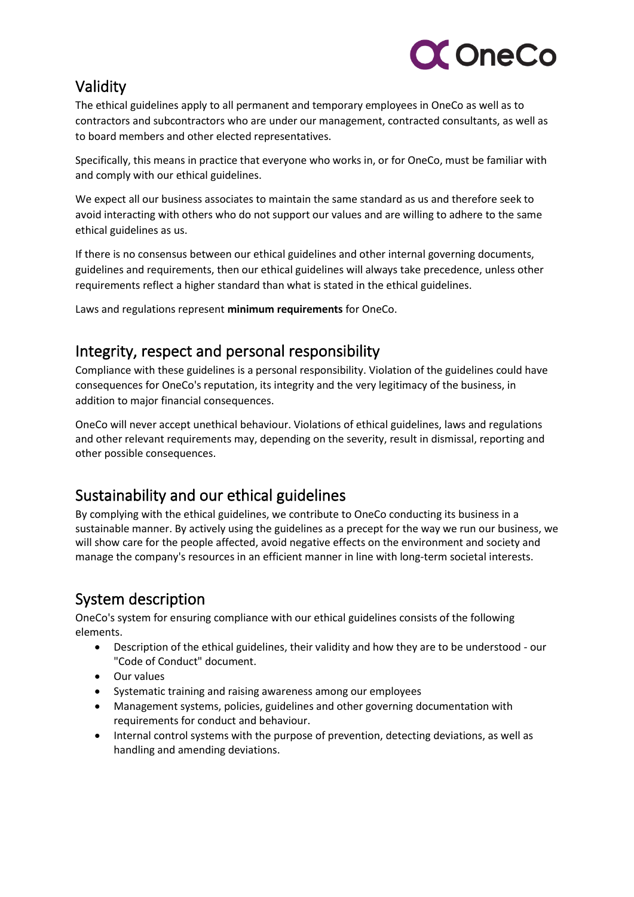## Validity

The ethical guidelines apply to all permanent and temporary employees in OneCo as well as to contractors and subcontractors who are under our management, contracted consultants, as well as to board members and other elected representatives.

Specifically, this means in practice that everyone who works in, or for OneCo, must be familiar with and comply with our ethical guidelines.

We expect all our business associates to maintain the same standard as us and therefore seek to avoid interacting with others who do not support our values and are willing to adhere to the same ethical guidelines as us.

If there is no consensus between our ethical guidelines and other internal governing documents, guidelines and requirements, then our ethical guidelines will always take precedence, unless other requirements reflect a higher standard than what is stated in the ethical guidelines.

Laws and regulations represent **minimum requirements** for OneCo.

## Integrity, respect and personal responsibility

Compliance with these guidelines is a personal responsibility. Violation of the guidelines could have consequences for OneCo's reputation, its integrity and the very legitimacy of the business, in addition to major financial consequences.

OneCo will never accept unethical behaviour. Violations of ethical guidelines, laws and regulations and other relevant requirements may, depending on the severity, result in dismissal, reporting and other possible consequences.

## Sustainability and our ethical guidelines

By complying with the ethical guidelines, we contribute to OneCo conducting its business in a sustainable manner. By actively using the guidelines as a precept for the way we run our business, we will show care for the people affected, avoid negative effects on the environment and society and manage the company's resources in an efficient manner in line with long-term societal interests.

## System description

OneCo's system for ensuring compliance with our ethical guidelines consists of the following elements.

- Description of the ethical guidelines, their validity and how they are to be understood - our "Code of Conduct" document.
- Our values
- Systematic training and raising awareness among our employees
- Management systems, policies, guidelines and other governing documentation with requirements for conduct and behaviour.
- Internal control systems with the purpose of prevention, detecting deviations, as well as handling and amending deviations.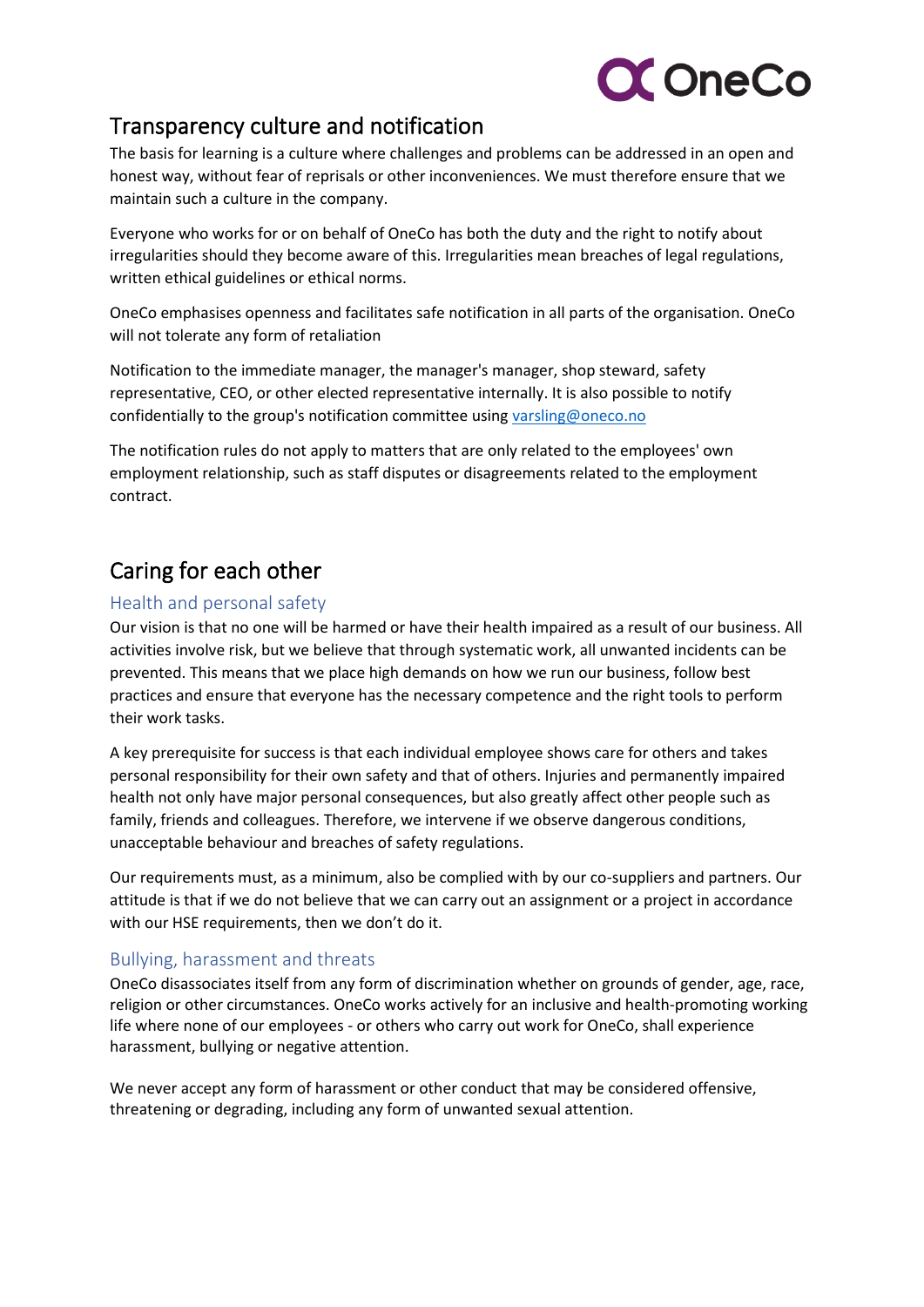## Transparency culture and notification

The basis for learning is a culture where challenges and problems can be addressed in an open and honest way, without fear of reprisals or other inconveniences. We must therefore ensure that we maintain such a culture in the company.

Everyone who works for or on behalf of OneCo has both the duty and the right to notify about irregularities should they become aware of this. Irregularities mean breaches of legal regulations, written ethical guidelines or ethical norms.

OneCo emphasises openness and facilitates safe notification in all parts of the organisation. OneCo will not tolerate any form of retaliation

Notification to the immediate manager, the manager's manager, shop steward, safety representative, CEO, or other elected representative internally. It is also possible to notify confidentially to the group's notification committee using varsling@oneco.no

The notification rules do not apply to matters that are only related to the employees' own employment relationship, such as staff disputes or disagreements related to the employment contract.

## Caring for each other

### Health and personal safety

Our vision is that no one will be harmed or have their health impaired as a result of our business. All activities involve risk, but we believe that through systematic work, all unwanted incidents can be prevented. This means that we place high demands on how we run our business, follow best practices and ensure that everyone has the necessary competence and the right tools to perform their work tasks.

A key prerequisite for success is that each individual employee shows care for others and takes personal responsibility for their own safety and that of others. Injuries and permanently impaired health not only have major personal consequences, but also greatly affect other people such as family, friends and colleagues. Therefore, we intervene if we observe dangerous conditions, unacceptable behaviour and breaches of safety regulations.

Our requirements must, as a minimum, also be complied with by our co-suppliers and partners. Our attitude is that if we do not believe that we can carry out an assignment or a project in accordance with our HSE requirements, then we don't do it.

### Bullying, harassment and threats

OneCo disassociates itself from any form of discrimination whether on grounds of gender, age, race, religion or other circumstances. OneCo works actively for an inclusive and health-promoting working life where none of our employees - or others who carry out work for OneCo, shall experience harassment, bullying or negative attention.

We never accept any form of harassment or other conduct that may be considered offensive, threatening or degrading, including any form of unwanted sexual attention.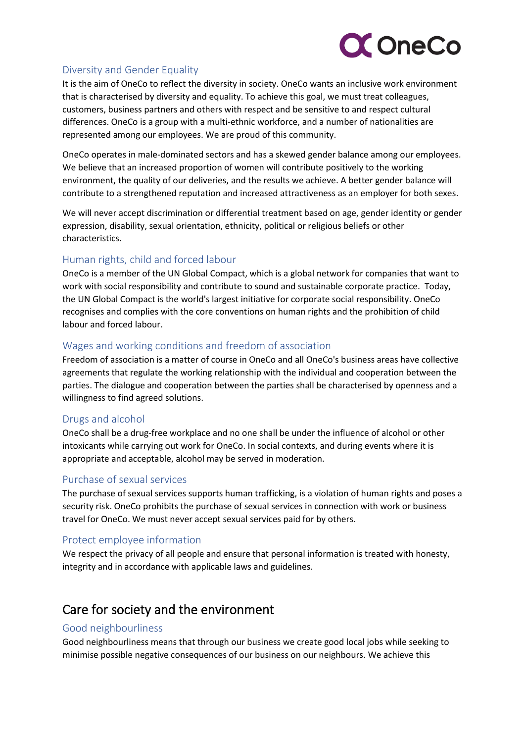### Diversity and Gender Equality

It is the aim of OneCo to reflect the diversity in society. OneCo wants an inclusive work environment that is characterised by diversity and equality. To achieve this goal, we must treat colleagues, customers, business partners and others with respect and be sensitive to and respect cultural differences. OneCo is a group with a multi-ethnic workforce, and a number of nationalities are represented among our employees. We are proud of this community.

OneCo operates in male-dominated sectors and has a skewed gender balance among our employees. We believe that an increased proportion of women will contribute positively to the working environment, the quality of our deliveries, and the results we achieve. A better gender balance will contribute to a strengthened reputation and increased attractiveness as an employer for both sexes.

We will never accept discrimination or differential treatment based on age, gender identity or gender expression, disability, sexual orientation, ethnicity, political or religious beliefs or other characteristics.

### Human rights, child and forced labour

OneCo is a member of the UN Global Compact, which is a global network for companies that want to work with social responsibility and contribute to sound and sustainable corporate practice. Today, the UN Global Compact is the world's largest initiative for corporate social responsibility. OneCo recognises and complies with the core conventions on human rights and the prohibition of child labour and forced labour.

### Wages and working conditions and freedom of association

Freedom of association is a matter of course in OneCo and all OneCo's business areas have collective agreements that regulate the working relationship with the individual and cooperation between the parties. The dialogue and cooperation between the parties shall be characterised by openness and a willingness to find agreed solutions.

### Drugs and alcohol

OneCo shall be a drug-free workplace and no one shall be under the influence of alcohol or other intoxicants while carrying out work for OneCo. In social contexts, and during events where it is appropriate and acceptable, alcohol may be served in moderation.

### Purchase of sexual services

The purchase of sexual services supports human trafficking, is a violation of human rights and poses a security risk. OneCo prohibits the purchase of sexual services in connection with work or business travel for OneCo. We must never accept sexual services paid for by others.

### Protect employee information

We respect the privacy of all people and ensure that personal information is treated with honesty, integrity and in accordance with applicable laws and guidelines.

## Care for society and the environment

### Good neighbourliness

Good neighbourliness means that through our business we create good local jobs while seeking to minimise possible negative consequences of our business on our neighbours. We achieve this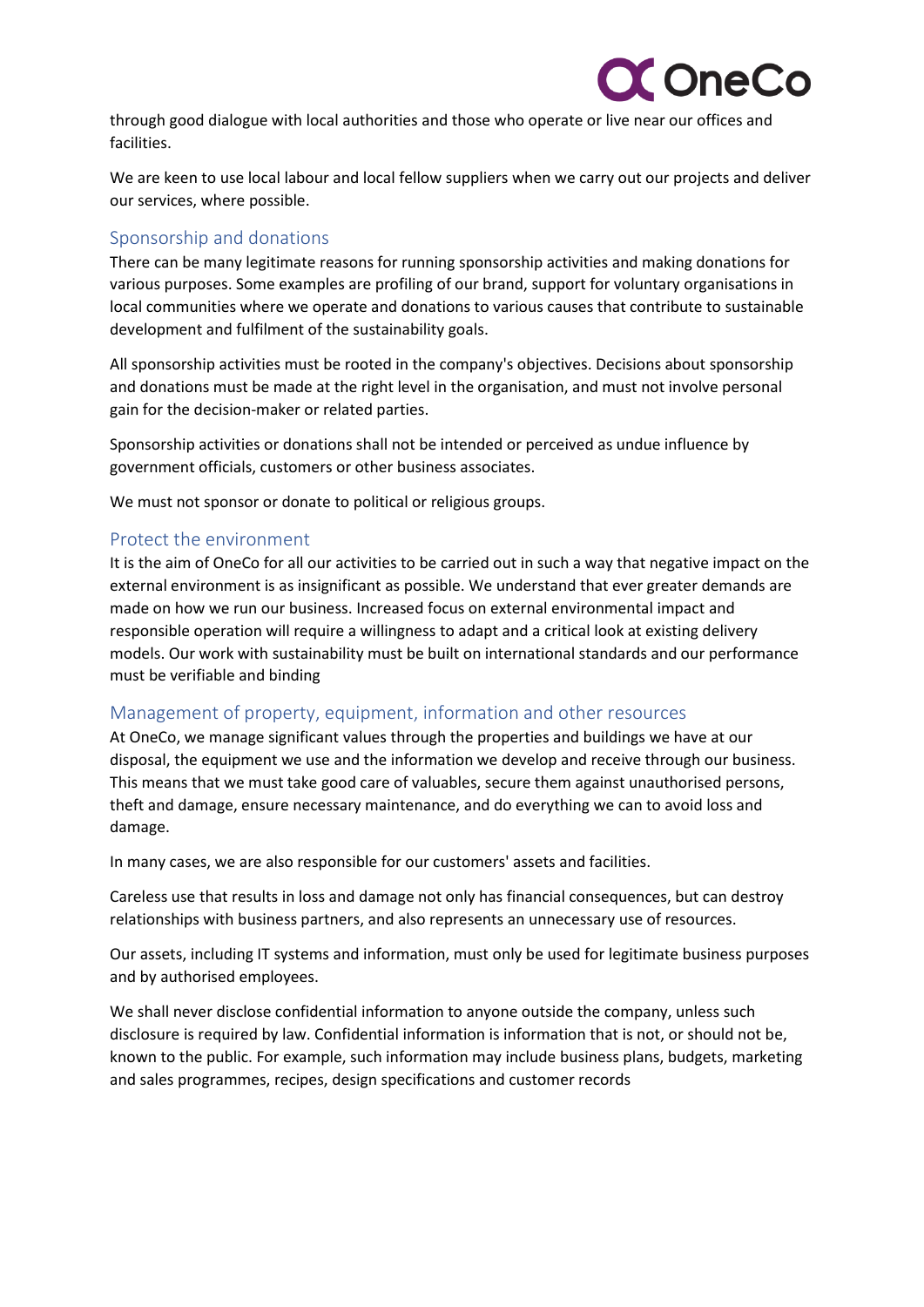through good dialogue with local authorities and those who operate or live near our offices and facilities.

We are keen to use local labour and local fellow suppliers when we carry out our projects and deliver our services, where possible.

## Sponsorship and donations

There can be many legitimate reasons for running sponsorship activities and making donations for various purposes. Some examples are profiling of our brand, support for voluntary organisations in local communities where we operate and donations to various causes that contribute to sustainable development and fulfilment of the sustainability goals.

All sponsorship activities must be rooted in the company's objectives. Decisions about sponsorship and donations must be made at the right level in the organisation, and must not involve personal gain for the decision-maker or related parties.

Sponsorship activities or donations shall not be intended or perceived as undue influence by government officials, customers or other business associates.

We must not sponsor or donate to political or religious groups.

## Protect the environment

It is the aim of OneCo for all our activities to be carried out in such a way that negative impact on the external environment is as insignificant as possible. We understand that ever greater demands are made on how we run our business. Increased focus on external environmental impact and responsible operation will require a willingness to adapt and a critical look at existing delivery models. Our work with sustainability must be built on international standards and our performance must be verifiable and binding

## Management of property, equipment, information and other resources

At OneCo, we manage significant values through the properties and buildings we have at our disposal, the equipment we use and the information we develop and receive through our business. This means that we must take good care of valuables, secure them against unauthorised persons, theft and damage, ensure necessary maintenance, and do everything we can to avoid loss and damage.

In many cases, we are also responsible for our customers' assets and facilities.

Careless use that results in loss and damage not only has financial consequences, but can destroy relationships with business partners, and also represents an unnecessary use of resources.

Our assets, including IT systems and information, must only be used for legitimate business purposes and by authorised employees.

We shall never disclose confidential information to anyone outside the company, unless such disclosure is required by law. Confidential information is information that is not, or should not be, known to the public. For example, such information may include business plans, budgets, marketing and sales programmes, recipes, design specifications and customer records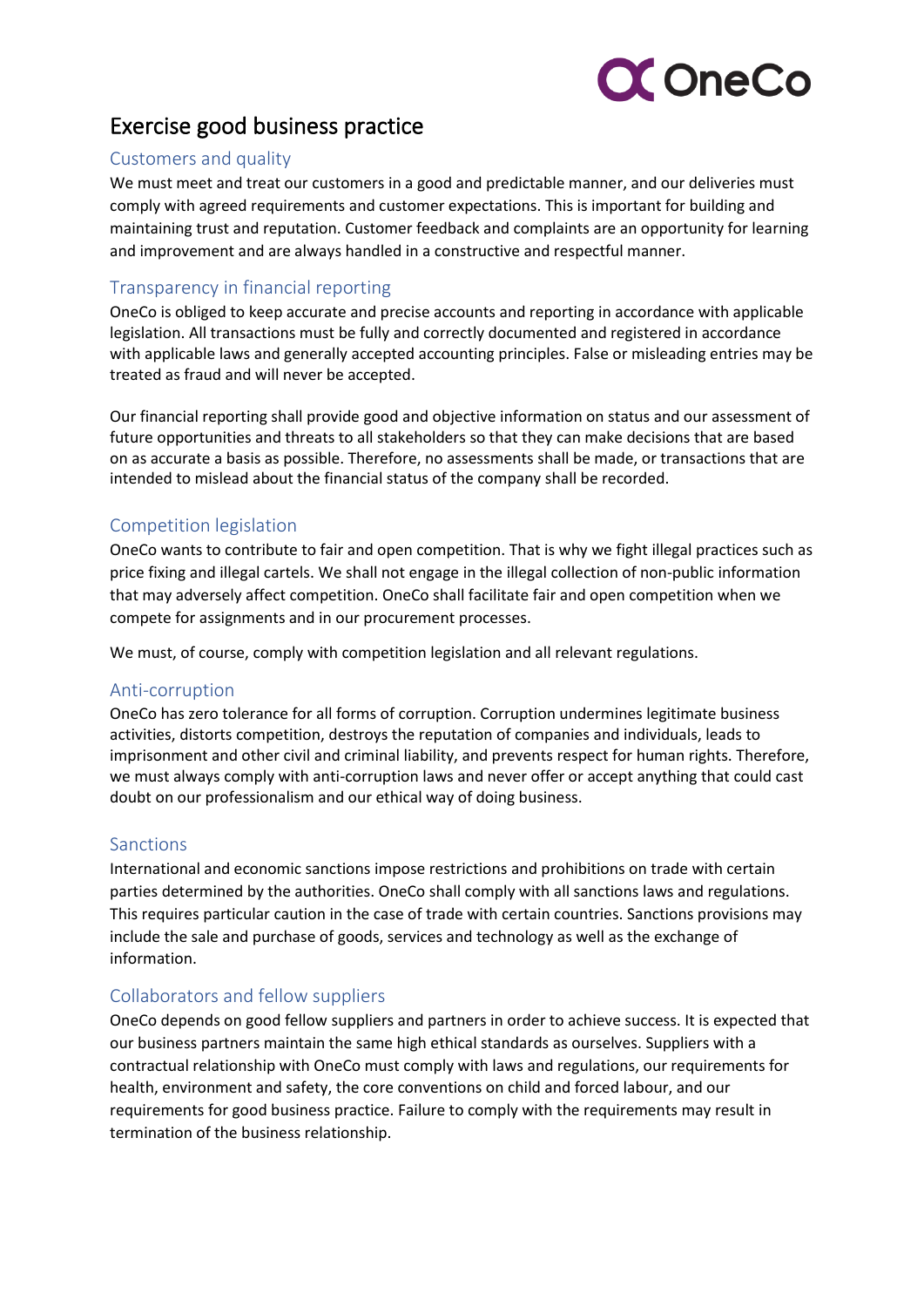# Exercise good business practice

## Customers and quality

We must meet and treat our customers in a good and predictable manner, and our deliveries must comply with agreed requirements and customer expectations. This is important for building and maintaining trust and reputation. Customer feedback and complaints are an opportunity for learning and improvement and are always handled in a constructive and respectful manner.

## Transparency in financial reporting

OneCo is obliged to keep accurate and precise accounts and reporting in accordance with applicable legislation. All transactions must be fully and correctly documented and registered in accordance with applicable laws and generally accepted accounting principles. False or misleading entries may be treated as fraud and will never be accepted.

Our financial reporting shall provide good and objective information on status and our assessment of future opportunities and threats to all stakeholders so that they can make decisions that are based on as accurate a basis as possible. Therefore, no assessments shall be made, or transactions that are intended to mislead about the financial status of the company shall be recorded.

## Competition legislation

OneCo wants to contribute to fair and open competition. That is why we fight illegal practices such as price fixing and illegal cartels. We shall not engage in the illegal collection of non-public information that may adversely affect competition. OneCo shall facilitate fair and open competition when we compete for assignments and in our procurement processes.

We must, of course, comply with competition legislation and all relevant regulations.

## Anti-corruption

OneCo has zero tolerance for all forms of corruption. Corruption undermines legitimate business activities, distorts competition, destroys the reputation of companies and individuals, leads to imprisonment and other civil and criminal liability, and prevents respect for human rights. Therefore, we must always comply with anti-corruption laws and never offer or accept anything that could cast doubt on our professionalism and our ethical way of doing business.

## Sanctions

International and economic sanctions impose restrictions and prohibitions on trade with certain parties determined by the authorities. OneCo shall comply with all sanctions laws and regulations. This requires particular caution in the case of trade with certain countries. Sanctions provisions may include the sale and purchase of goods, services and technology as well as the exchange of information.

## Collaborators and fellow suppliers

OneCo depends on good fellow suppliers and partners in order to achieve success. It is expected that our business partners maintain the same high ethical standards as ourselves. Suppliers with a contractual relationship with OneCo must comply with laws and regulations, our requirements for health, environment and safety, the core conventions on child and forced labour, and our requirements for good business practice. Failure to comply with the requirements may result in termination of the business relationship.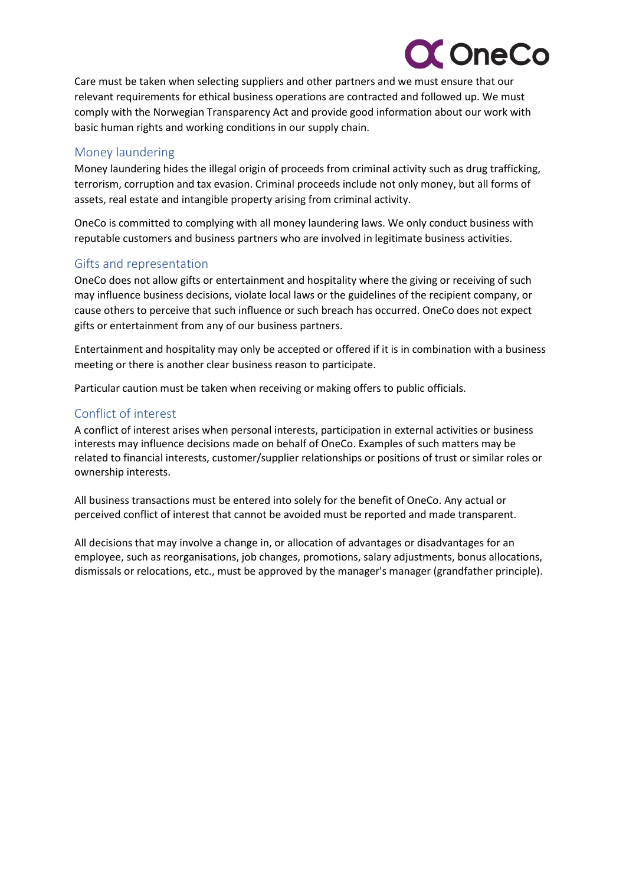Care must be taken when selecting suppliers and other partners and we must ensure that our relevant requirements for ethical business operations are contracted and followed up. We must comply with the Norwegian Transparency Act and provide good information about our work with basic human rights and working conditions in our supply chain.

## Money laundering

Money laundering hides the illegal origin of proceeds from criminal activity such as drug trafficking, terrorism, corruption and tax evasion. Criminal proceeds include not only money, but all forms of assets, real estate and intangible property arising from criminal activity.

OneCo is committed to complying with all money laundering laws. We only conduct business with reputable customers and business partners who are involved in legitimate business activities.

## Gifts and representation

OneCo does not allow gifts or entertainment and hospitality where the giving or receiving of such may influence business decisions, violate local laws or the guidelines of the recipient company, or cause others to perceive that such influence or such breach has occurred. OneCo does not expect gifts or entertainment from any of our business partners.

Entertainment and hospitality may only be accepted or offered if it is in combination with a business meeting or there is another clear business reason to participate.

Particular caution must be taken when receiving or making offers to public officials.

## Conflict of interest

A conflict of interest arises when personal interests, participation in external activities or business interests may influence decisions made on behalf of OneCo. Examples of such matters may be related to financial interests, customer/supplier relationships or positions of trust or similar roles or ownership interests.

All business transactions must be entered into solely for the benefit of OneCo. Any actual or perceived conflict of interest that cannot be avoided must be reported and made transparent.

All decisions that may involve a change in, or allocation of advantages or disadvantages for an employee, such as reorganisations, job changes, promotions, salary adjustments, bonus allocations, dismissals or relocations, etc., must be approved by the manager's manager (grandfather principle).